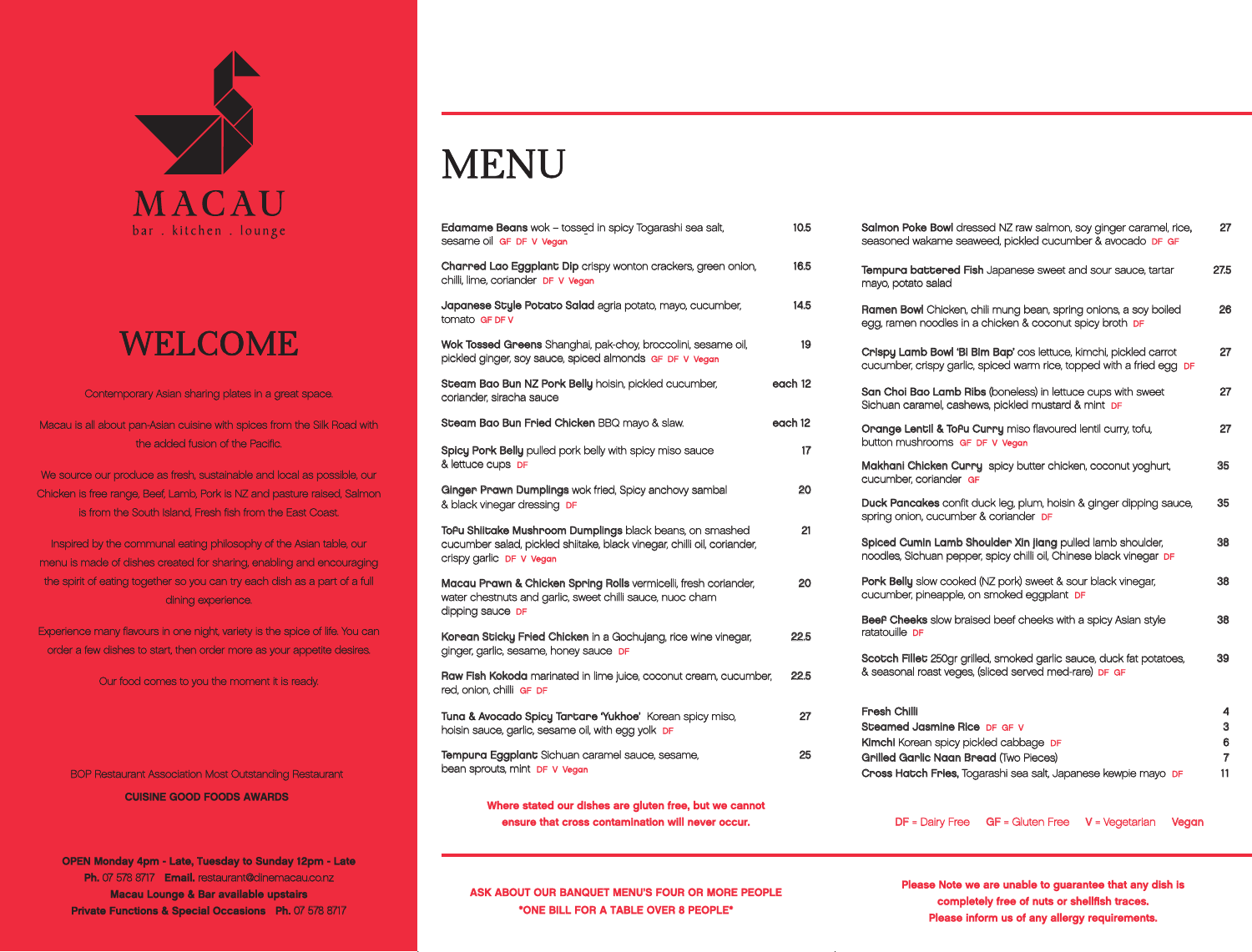# MACAU

bar . kitchen . lounge

## WELCOME

Contemporary Asian sharing plates in a great space.

Macau is all about pan-Asian cuisine with spices from the Silk Road with the added fusion of the Pacific.

We source our produce as fresh, sustainable and local as possible, our Chicken is free range, Beef, Lamb, Pork is NZ and pasture raised, Salmon is from the South Island, Fresh fish from the East Coast.

Inspired by the communal eating philosophy of the Asian table, our menu is made of dishes created for sharing, enabling and encouraging the spirit of eating together so you can try each dish as a part of a full dining experience.

Experience many flavours in one night, variety is the spice of life. You can order a few dishes to start, then order more as your appetite desires.

Our food comes to you the moment it is ready.

BOP Restaurant Association Most Outstanding Restaurant

**CUISINE GOOD FOODS AWARDS**

**OPEN Monday 4pm - Late, Tuesday to Sunday 12pm - Late**
**Ph.** 07 578 8717 **Email.** restaurant@dinemacau.co.nz
**Macau Lounge & Bar available upstairs**
**Private Functions & Special Occasions** **Ph.** 07 578 8717

# MENU

| Dish | Price |
|---|---|
| **Edamame Beans** wok – tossed in spicy Togarashi sea salt, sesame oil GF DF V Vegan | 10.5 |
| **Charred Lao Eggplant Dip** crispy wonton crackers, green onion, chilli, lime, coriander DF V Vegan | 16.5 |
| **Japanese Style Potato Salad** agria potato, mayo, cucumber, tomato GF DF V | 14.5 |
| **Wok Tossed Greens** Shanghai, pak-choy, broccolini, sesame oil, pickled ginger, soy sauce, spiced almonds GF DF V Vegan | 19 |
| **Steam Bao Bun NZ Pork Belly** hoisin, pickled cucumber, coriander, siracha sauce | each 12 |
| **Steam Bao Bun Fried Chicken** BBQ mayo & slaw. | each 12 |
| **Spicy Pork Belly** pulled pork belly with spicy miso sauce & lettuce cups DF | 17 |
| **Ginger Prawn Dumplings** wok fried, Spicy anchovy sambal & black vinegar dressing DF | 20 |
| **Tofu Shiitake Mushroom Dumplings** black beans, on smashed cucumber salad, pickled shiitake, black vinegar, chilli oil, coriander, crispy garlic DF V Vegan | 21 |
| **Macau Prawn & Chicken Spring Rolls** vermicelli, fresh coriander, water chestnuts and garlic, sweet chilli sauce, nuoc cham dipping sauce DF | 20 |
| **Korean Sticky Fried Chicken** in a Gochujang, rice wine vinegar, ginger, garlic, sesame, honey sauce DF | 22.5 |
| **Raw Fish Kokoda** marinated in lime juice, coconut cream, cucumber, red, onion, chilli GF DF | 22.5 |
| **Tuna & Avocado Spicy Tartare 'Yukhoe'** Korean spicy miso, hoisin sauce, garlic, sesame oil, with egg yolk DF | 27 |
| **Tempura Eggplant** Sichuan caramel sauce, sesame, bean sprouts, mint DF V Vegan | 25 |
| **Salmon Poke Bowl** dressed NZ raw salmon, soy ginger caramel, rice, seasoned wakame seaweed, pickled cucumber & avocado DF GF | 27 |
| **Tempura battered Fish** Japanese sweet and sour sauce, tartar mayo, potato salad | 27.5 |
| **Ramen Bowl** Chicken, chili mung bean, spring onions, a soy boiled egg, ramen noodles in a chicken & coconut spicy broth DF | 26 |
| **Crispy Lamb Bowl 'Bi Bim Bap'** cos lettuce, kimchi, pickled carrot cucumber, crispy garlic, spiced warm rice, topped with a fried egg DF | 27 |
| **San Choi Bao Lamb Ribs** (boneless) in lettuce cups with sweet Sichuan caramel, cashews, pickled mustard & mint DF | 27 |
| **Orange Lentil & Tofu Curry** miso flavoured lentil curry, tofu, button mushrooms GF DF V Vegan | 27 |
| **Makhani Chicken Curry** spicy butter chicken, coconut yoghurt, cucumber, coriander GF | 35 |
| **Duck Pancakes** confit duck leg, plum, hoisin & ginger dipping sauce, spring onion, cucumber & coriander DF | 35 |
| **Spiced Cumin Lamb Shoulder Xin Jiang** pulled lamb shoulder, noodles, Sichuan pepper, spicy chilli oil, Chinese black vinegar DF | 38 |
| **Pork Belly** slow cooked (NZ pork) sweet & sour black vinegar, cucumber, pineapple, on smoked eggplant DF | 38 |
| **Beef Cheeks** slow braised beef cheeks with a spicy Asian style ratatouille DF | 38 |
| **Scotch Fillet** 250gr grilled, smoked garlic sauce, duck fat potatoes, & seasonal roast veges, (sliced served med-rare) DF GF | 39 |

| Side | Price |
|---|---|
| **Fresh Chilli** | 4 |
| **Steamed Jasmine Rice** DF GF V | 3 |
| **Kimchi** Korean spicy pickled cabbage DF | 6 |
| **Grilled Garlic Naan Bread** (Two Pieces) | 7 |
| **Cross Hatch Fries**, Togarashi sea salt, Japanese kewpie mayo DF | 11 |

**Where stated our dishes are gluten free, but we cannot ensure that cross contamination will never occur.**

DF = Dairy Free  GF = Gluten Free  V = Vegetarian  Vegan

**ASK ABOUT OUR BANQUET MENU'S FOUR OR MORE PEOPLE**
**\*ONE BILL FOR A TABLE OVER 8 PEOPLE\***

**Please Note we are unable to guarantee that any dish is completely free of nuts or shellfish traces.**
**Please inform us of any allergy requirements.**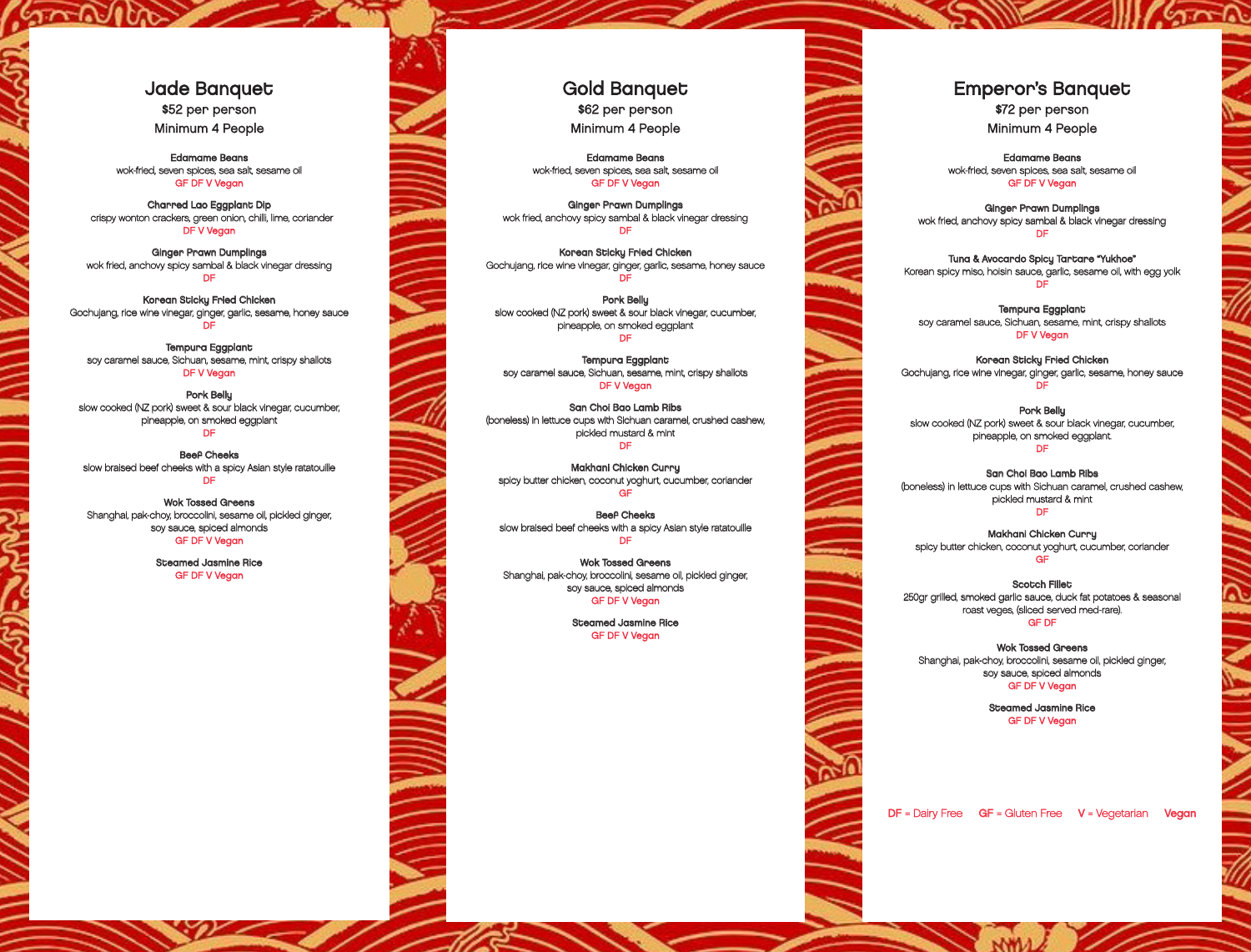## Jade Banquet

$52 per person

Minimum 4 People

**Edamame Beans**
wok-fried, seven spices, sea salt, sesame oil
GF DF V Vegan

**Charred Lao Eggplant Dip**
crispy wonton crackers, green onion, chilli, lime, coriander
DF V Vegan

**Ginger Prawn Dumplings**
wok fried, anchovy spicy sambal & black vinegar dressing
DF

**Korean Sticky Fried Chicken**
Gochujang, rice wine vinegar, ginger, garlic, sesame, honey sauce
DF

**Tempura Eggplant**
soy caramel sauce, Sichuan, sesame, mint, crispy shallots
DF V Vegan

**Pork Belly**
slow cooked (NZ pork) sweet & sour black vinegar, cucumber, pineapple, on smoked eggplant
DF

**Beef Cheeks**
slow braised beef cheeks with a spicy Asian style ratatouille
DF

**Wok Tossed Greens**
Shanghai, pak-choy, broccolini, sesame oil, pickled ginger, soy sauce, spiced almonds
GF DF V Vegan

**Steamed Jasmine Rice**
GF DF V Vegan

## Gold Banquet

$62 per person

Minimum 4 People

**Edamame Beans**
wok-fried, seven spices, sea salt, sesame oil
GF DF V Vegan

**Ginger Prawn Dumplings**
wok fried, anchovy spicy sambal & black vinegar dressing
DF

**Korean Sticky Fried Chicken**
Gochujang, rice wine vinegar, ginger, garlic, sesame, honey sauce
DF

**Pork Belly**
slow cooked (NZ pork) sweet & sour black vinegar, cucumber, pineapple, on smoked eggplant
DF

**Tempura Eggplant**
soy caramel sauce, Sichuan, sesame, mint, crispy shallots
DF V Vegan

**San Choi Bao Lamb Ribs**
(boneless) in lettuce cups with Sichuan caramel, crushed cashew, pickled mustard & mint
DF

**Makhani Chicken Curry**
spicy butter chicken, coconut yoghurt, cucumber, coriander
GF

**Beef Cheeks**
slow braised beef cheeks with a spicy Asian style ratatouille
DF

**Wok Tossed Greens**
Shanghai, pak-choy, broccolini, sesame oil, pickled ginger, soy sauce, spiced almonds
GF DF V Vegan

**Steamed Jasmine Rice**
GF DF V Vegan

## Emperor's Banquet

$72 per person

Minimum 4 People

**Edamame Beans**
wok-fried, seven spices, sea salt, sesame oil
GF DF V Vegan

**Ginger Prawn Dumplings**
wok fried, anchovy spicy sambal & black vinegar dressing
DF

**Tuna & Avocardo Spicy Tartare "Yukhoe"**
Korean spicy miso, hoisin sauce, garlic, sesame oil, with egg yolk
DF

**Tempura Eggplant**
soy caramel sauce, Sichuan, sesame, mint, crispy shallots
DF V Vegan

**Korean Sticky Fried Chicken**
Gochujang, rice wine vinegar, ginger, garlic, sesame, honey sauce
DF

**Pork Belly**
slow cooked (NZ pork) sweet & sour black vinegar, cucumber, pineapple, on smoked eggplant.
DF

**San Choi Bao Lamb Ribs**
(boneless) in lettuce cups with Sichuan caramel, crushed cashew, pickled mustard & mint
DF

**Makhani Chicken Curry**
spicy butter chicken, coconut yoghurt, cucumber, coriander
GF

**Scotch Fillet**
250gr grilled, smoked garlic sauce, duck fat potatoes & seasonal roast veges, (sliced served med-rare).
GF DF

**Wok Tossed Greens**
Shanghai, pak-choy, broccolini, sesame oil, pickled ginger, soy sauce, spiced almonds
GF DF V Vegan

**Steamed Jasmine Rice**
GF DF V Vegan

DF = Dairy Free GF = Gluten Free V = Vegetarian Vegan